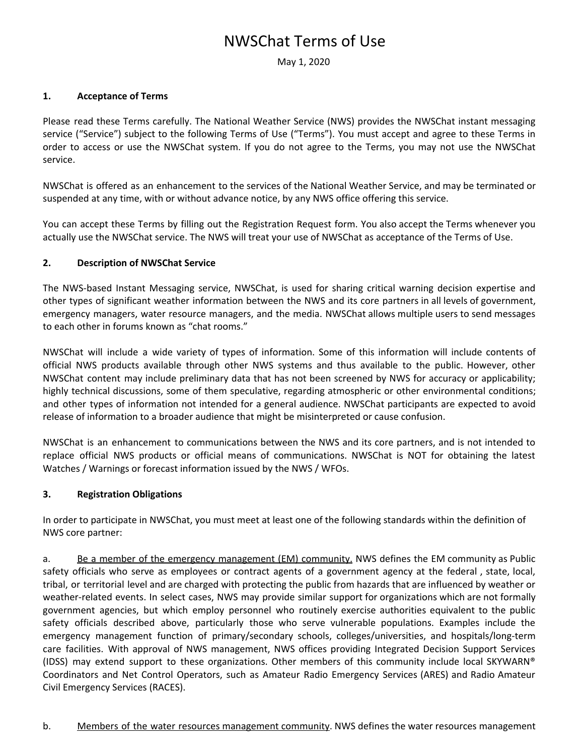# NWSChat Terms of Use

May 1, 2020

## 1. Acceptance of Terms

Please read these Terms carefully. The National Weather Service (NWS) provides the NWSChat instant messaging service ("Service") subject to the following Terms of Use ("Terms"). You must accept and agree to these Terms in order to access or use the NWSChat system. If you do not agree to the Terms, you may not use the NWSChat service.

NWSChat is offered as an enhancement to the services of the National Weather Service, and may be terminated or suspended at any time, with or without advance notice, by any NWS office offering this service.

You can accept these Terms by filling out the Registration Request form. You also accept the Terms whenever you actually use the NWSChat service. The NWS will treat your use of NWSChat as acceptance of the Terms of Use.

## 2. Description of NWSChat Service

The NWS-based Instant Messaging service, NWSChat, is used for sharing critical warning decision expertise and other types of significant weather information between the NWS and its core partners in all levels of government, emergency managers, water resource managers, and the media. NWSChat allows multiple users to send messages to each other in forums known as "chat rooms."

NWSChat will include a wide variety of types of information. Some of this information will include contents of official NWS products available through other NWS systems and thus available to the public. However, other NWSChat content may include preliminary data that has not been screened by NWS for accuracy or applicability; highly technical discussions, some of them speculative, regarding atmospheric or other environmental conditions; and other types of information not intended for a general audience. NWSChat participants are expected to avoid release of information to a broader audience that might be misinterpreted or cause confusion.

NWSChat is an enhancement to communications between the NWS and its core partners, and is not intended to replace official NWS products or official means of communications. NWSChat is NOT for obtaining the latest Watches / Warnings or forecast information issued by the NWS / WFOs.

## 3. Registration Obligations

In order to participate in NWSChat, you must meet at least one of the following standards within the definition of NWS core partner:

a. <u>Be a member of the emergency management (EM) community.</u> NWS defines the EM community as Public safety officials who serve as employees or contract agents of a government agency at the federal , state, local, tribal, or territorial level and are charged with protecting the public from hazards that are influenced by weather or weather-related events. In select cases, NWS may provide similar support for organizations which are not formally government agencies, but which employ personnel who routinely exercise authorities equivalent to the public safety officials described above, particularly those who serve vulnerable populations. Examples include the emergency management function of primary/secondary schools, colleges/universities, and hospitals/long-term care facilities. With approval of NWS management, NWS offices providing Integrated Decision Support Services (IDSS) may extend support to these organizations. Other members of this community include local SKYWARN® Coordinators and Net Control Operators, such as Amateur Radio Emergency Services (ARES) and Radio Amateur Civil Emergency Services (RACES).

b. <u>Members of the water resources management community</u>. NWS defines the water resources management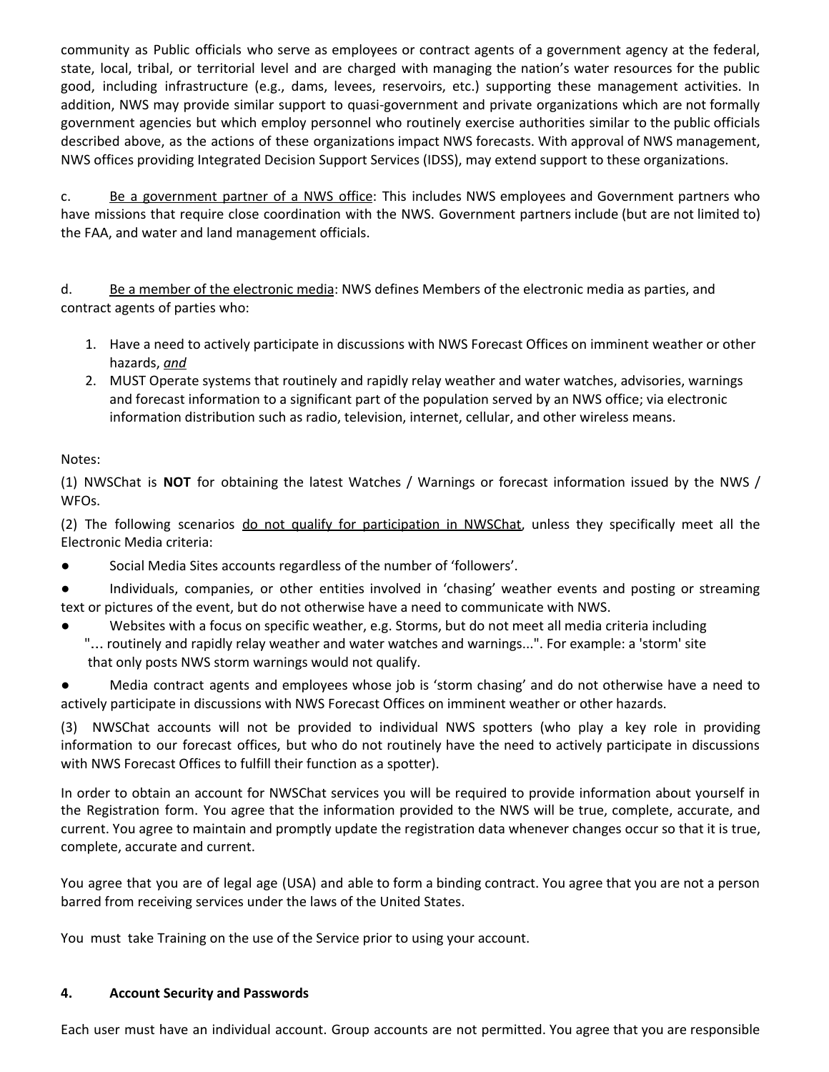community as Public officials who serve as employees or contract agents of a government agency at the federal, state, local, tribal, or territorial level and are charged with managing the nation's water resources for the public good, including infrastructure (e.g., dams, levees, reservoirs, etc.) supporting these management activities. In addition, NWS may provide similar support to quasi-government and private organizations which are not formally government agencies but which employ personnel who routinely exercise authorities similar to the public officials described above, as the actions of these organizations impact NWS forecasts. With approval of NWS management, NWS offices providing Integrated Decision Support Services (IDSS), may extend support to these organizations.

c. Be a government partner of a NWS office: This includes NWS employees and Government partners who have missions that require close coordination with the NWS. Government partners include (but are not limited to) the FAA, and water and land management officials.

d. Be a member of the electronic media: NWS defines Members of the electronic media as parties, and contract agents of parties who:

1. Have a need to actively participate in discussions with NWS Forecast Offices on imminent weather or other hazards, *and*
2. MUST Operate systems that routinely and rapidly relay weather and water watches, advisories, warnings and forecast information to a significant part of the population served by an NWS office; via electronic information distribution such as radio, television, internet, cellular, and other wireless means.

Notes:

(1) NWSChat is **NOT** for obtaining the latest Watches / Warnings or forecast information issued by the NWS / WFOs.

(2) The following scenarios do not qualify for participation in NWSChat, unless they specifically meet all the Electronic Media criteria:

- Social Media Sites accounts regardless of the number of 'followers'.
- Individuals, companies, or other entities involved in 'chasing' weather events and posting or streaming text or pictures of the event, but do not otherwise have a need to communicate with NWS.
- Websites with a focus on specific weather, e.g. Storms, but do not meet all media criteria including "... routinely and rapidly relay weather and water watches and warnings...". For example: a 'storm' site that only posts NWS storm warnings would not qualify.
- Media contract agents and employees whose job is 'storm chasing' and do not otherwise have a need to actively participate in discussions with NWS Forecast Offices on imminent weather or other hazards.

(3) NWSChat accounts will not be provided to individual NWS spotters (who play a key role in providing information to our forecast offices, but who do not routinely have the need to actively participate in discussions with NWS Forecast Offices to fulfill their function as a spotter).

In order to obtain an account for NWSChat services you will be required to provide information about yourself in the Registration form. You agree that the information provided to the NWS will be true, complete, accurate, and current. You agree to maintain and promptly update the registration data whenever changes occur so that it is true, complete, accurate and current.

You agree that you are of legal age (USA) and able to form a binding contract. You agree that you are not a person barred from receiving services under the laws of the United States.

You must take Training on the use of the Service prior to using your account.

## 4. Account Security and Passwords

Each user must have an individual account. Group accounts are not permitted. You agree that you are responsible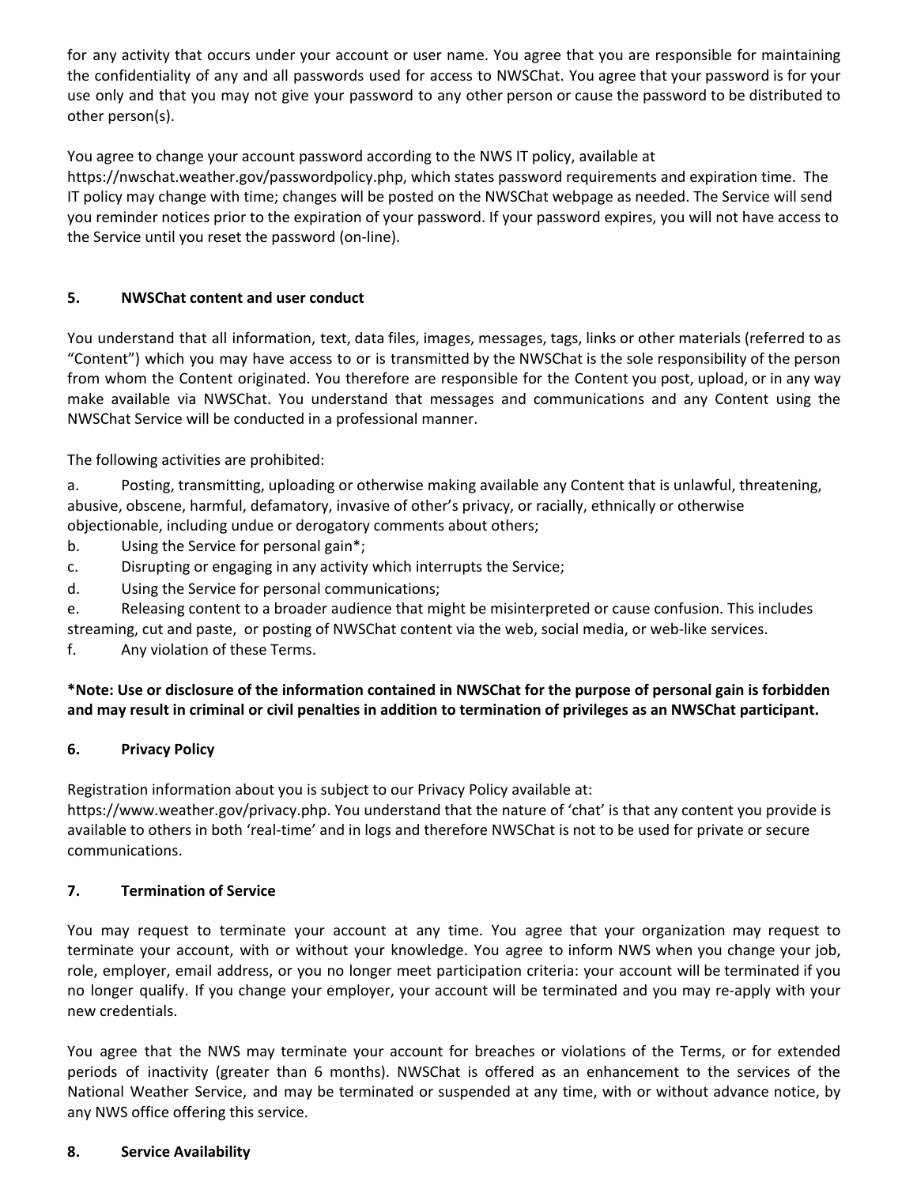for any activity that occurs under your account or user name. You agree that you are responsible for maintaining the confidentiality of any and all passwords used for access to NWSChat. You agree that your password is for your use only and that you may not give your password to any other person or cause the password to be distributed to other person(s).

You agree to change your account password according to the NWS IT policy, available at https://nwschat.weather.gov/passwordpolicy.php, which states password requirements and expiration time. The IT policy may change with time; changes will be posted on the NWSChat webpage as needed. The Service will send you reminder notices prior to the expiration of your password. If your password expires, you will not have access to the Service until you reset the password (on-line).

## 5. NWSChat content and user conduct

You understand that all information, text, data files, images, messages, tags, links or other materials (referred to as "Content") which you may have access to or is transmitted by the NWSChat is the sole responsibility of the person from whom the Content originated. You therefore are responsible for the Content you post, upload, or in any way make available via NWSChat. You understand that messages and communications and any Content using the NWSChat Service will be conducted in a professional manner.

The following activities are prohibited:

a. Posting, transmitting, uploading or otherwise making available any Content that is unlawful, threatening, abusive, obscene, harmful, defamatory, invasive of other's privacy, or racially, ethnically or otherwise objectionable, including undue or derogatory comments about others;
b. Using the Service for personal gain*;
c. Disrupting or engaging in any activity which interrupts the Service;
d. Using the Service for personal communications;
e. Releasing content to a broader audience that might be misinterpreted or cause confusion. This includes streaming, cut and paste, or posting of NWSChat content via the web, social media, or web-like services.
f. Any violation of these Terms.

**\*Note: Use or disclosure of the information contained in NWSChat for the purpose of personal gain is forbidden and may result in criminal or civil penalties in addition to termination of privileges as an NWSChat participant.**

## 6. Privacy Policy

Registration information about you is subject to our Privacy Policy available at: https://www.weather.gov/privacy.php. You understand that the nature of 'chat' is that any content you provide is available to others in both 'real-time' and in logs and therefore NWSChat is not to be used for private or secure communications.

## 7. Termination of Service

You may request to terminate your account at any time. You agree that your organization may request to terminate your account, with or without your knowledge. You agree to inform NWS when you change your job, role, employer, email address, or you no longer meet participation criteria: your account will be terminated if you no longer qualify. If you change your employer, your account will be terminated and you may re-apply with your new credentials.

You agree that the NWS may terminate your account for breaches or violations of the Terms, or for extended periods of inactivity (greater than 6 months). NWSChat is offered as an enhancement to the services of the National Weather Service, and may be terminated or suspended at any time, with or without advance notice, by any NWS office offering this service.

## 8. Service Availability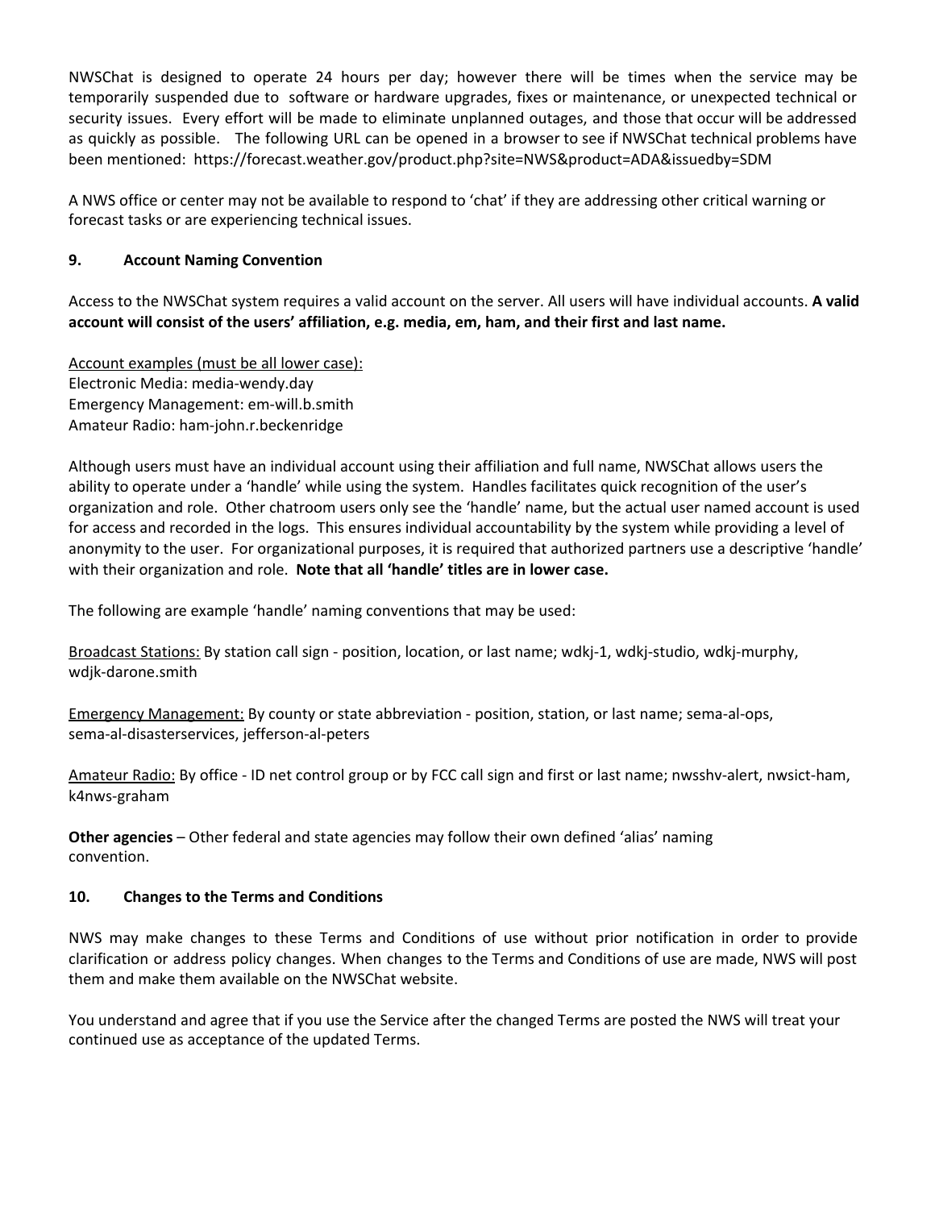NWSChat is designed to operate 24 hours per day; however there will be times when the service may be temporarily suspended due to software or hardware upgrades, fixes or maintenance, or unexpected technical or security issues. Every effort will be made to eliminate unplanned outages, and those that occur will be addressed as quickly as possible. The following URL can be opened in a browser to see if NWSChat technical problems have been mentioned: https://forecast.weather.gov/product.php?site=NWS&product=ADA&issuedby=SDM

A NWS office or center may not be available to respond to 'chat' if they are addressing other critical warning or forecast tasks or are experiencing technical issues.

## 9. Account Naming Convention

Access to the NWSChat system requires a valid account on the server. All users will have individual accounts. **A valid account will consist of the users' affiliation, e.g. media, em, ham, and their first and last name.**

Account examples (must be all lower case):
Electronic Media: media-wendy.day
Emergency Management: em-will.b.smith
Amateur Radio: ham-john.r.beckenridge

Although users must have an individual account using their affiliation and full name, NWSChat allows users the ability to operate under a 'handle' while using the system. Handles facilitates quick recognition of the user's organization and role. Other chatroom users only see the 'handle' name, but the actual user named account is used for access and recorded in the logs. This ensures individual accountability by the system while providing a level of anonymity to the user. For organizational purposes, it is required that authorized partners use a descriptive 'handle' with their organization and role. **Note that all 'handle' titles are in lower case.**

The following are example 'handle' naming conventions that may be used:

Broadcast Stations: By station call sign - position, location, or last name; wdkj-1, wdkj-studio, wdkj-murphy, wdjk-darone.smith

Emergency Management: By county or state abbreviation - position, station, or last name; sema-al-ops, sema-al-disasterservices, jefferson-al-peters

Amateur Radio: By office - ID net control group or by FCC call sign and first or last name; nwsshv-alert, nwsict-ham, k4nws-graham

**Other agencies** – Other federal and state agencies may follow their own defined 'alias' naming convention.

## 10. Changes to the Terms and Conditions

NWS may make changes to these Terms and Conditions of use without prior notification in order to provide clarification or address policy changes. When changes to the Terms and Conditions of use are made, NWS will post them and make them available on the NWSChat website.

You understand and agree that if you use the Service after the changed Terms are posted the NWS will treat your continued use as acceptance of the updated Terms.